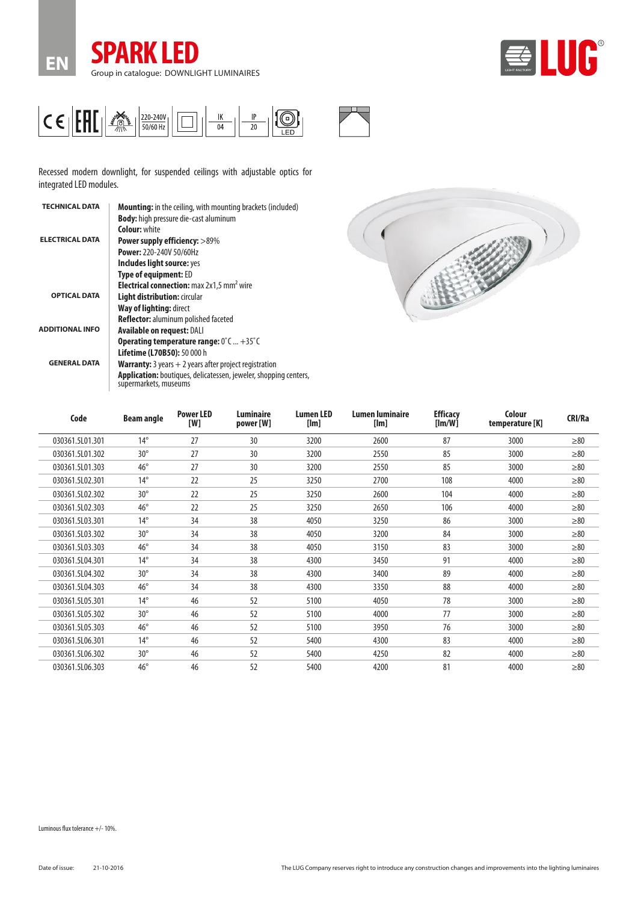EN

# SPARK LED

Group in catalogue: DOWNLIGHT LUMINAIRES

220-240V 50/60 Hz | IK 04 | IP 20 | LED

Recessed modern downlight, for suspended ceilings with adjustable optics for integrated LED modules.

**TECHNICAL DATA**

**Mounting:** in the ceiling, with mounting brackets (included)
**Body:** high pressure die-cast aluminum
**Colour:** white

**ELECTRICAL DATA**

**Power supply efficiency:** >89%
**Power:** 220-240V 50/60Hz
**Includes light source:** yes
**Type of equipment:** ED
**Electrical connection:** max 2x1,5 mm² wire

**OPTICAL DATA**

**Light distribution:** circular
**Way of lighting:** direct
**Reflector:** aluminum polished faceted

**ADDITIONAL INFO**

**Available on request:** DALI
**Operating temperature range:** 0˚C ... +35˚C
**Lifetime (L70B50):** 50 000 h

**GENERAL DATA**

**Warranty:** 3 years + 2 years after project registration
**Application:** boutiques, delicatessen, jeweler, shopping centers, supermarkets, museums

| Code | Beam angle | Power LED [W] | Luminaire power [W] | Lumen LED [lm] | Lumen luminaire [lm] | Efficacy [lm/W] | Colour temperature [K] | CRI/Ra |
|---|---|---|---|---|---|---|---|---|
| 030361.5L01.301 | 14° | 27 | 30 | 3200 | 2600 | 87 | 3000 | ≥80 |
| 030361.5L01.302 | 30° | 27 | 30 | 3200 | 2550 | 85 | 3000 | ≥80 |
| 030361.5L01.303 | 46° | 27 | 30 | 3200 | 2550 | 85 | 3000 | ≥80 |
| 030361.5L02.301 | 14° | 22 | 25 | 3250 | 2700 | 108 | 4000 | ≥80 |
| 030361.5L02.302 | 30° | 22 | 25 | 3250 | 2600 | 104 | 4000 | ≥80 |
| 030361.5L02.303 | 46° | 22 | 25 | 3250 | 2650 | 106 | 4000 | ≥80 |
| 030361.5L03.301 | 14° | 34 | 38 | 4050 | 3250 | 86 | 3000 | ≥80 |
| 030361.5L03.302 | 30° | 34 | 38 | 4050 | 3200 | 84 | 3000 | ≥80 |
| 030361.5L03.303 | 46° | 34 | 38 | 4050 | 3150 | 83 | 3000 | ≥80 |
| 030361.5L04.301 | 14° | 34 | 38 | 4300 | 3450 | 91 | 4000 | ≥80 |
| 030361.5L04.302 | 30° | 34 | 38 | 4300 | 3400 | 89 | 4000 | ≥80 |
| 030361.5L04.303 | 46° | 34 | 38 | 4300 | 3350 | 88 | 4000 | ≥80 |
| 030361.5L05.301 | 14° | 46 | 52 | 5100 | 4050 | 78 | 3000 | ≥80 |
| 030361.5L05.302 | 30° | 46 | 52 | 5100 | 4000 | 77 | 3000 | ≥80 |
| 030361.5L05.303 | 46° | 46 | 52 | 5100 | 3950 | 76 | 3000 | ≥80 |
| 030361.5L06.301 | 14° | 46 | 52 | 5400 | 4300 | 83 | 4000 | ≥80 |
| 030361.5L06.302 | 30° | 46 | 52 | 5400 | 4250 | 82 | 4000 | ≥80 |
| 030361.5L06.303 | 46° | 46 | 52 | 5400 | 4200 | 81 | 4000 | ≥80 |

Luminous flux tolerance +/- 10%.

Date of issue: 21-10-2016

The LUG Company reserves right to introduce any construction changes and improvements into the lighting luminaires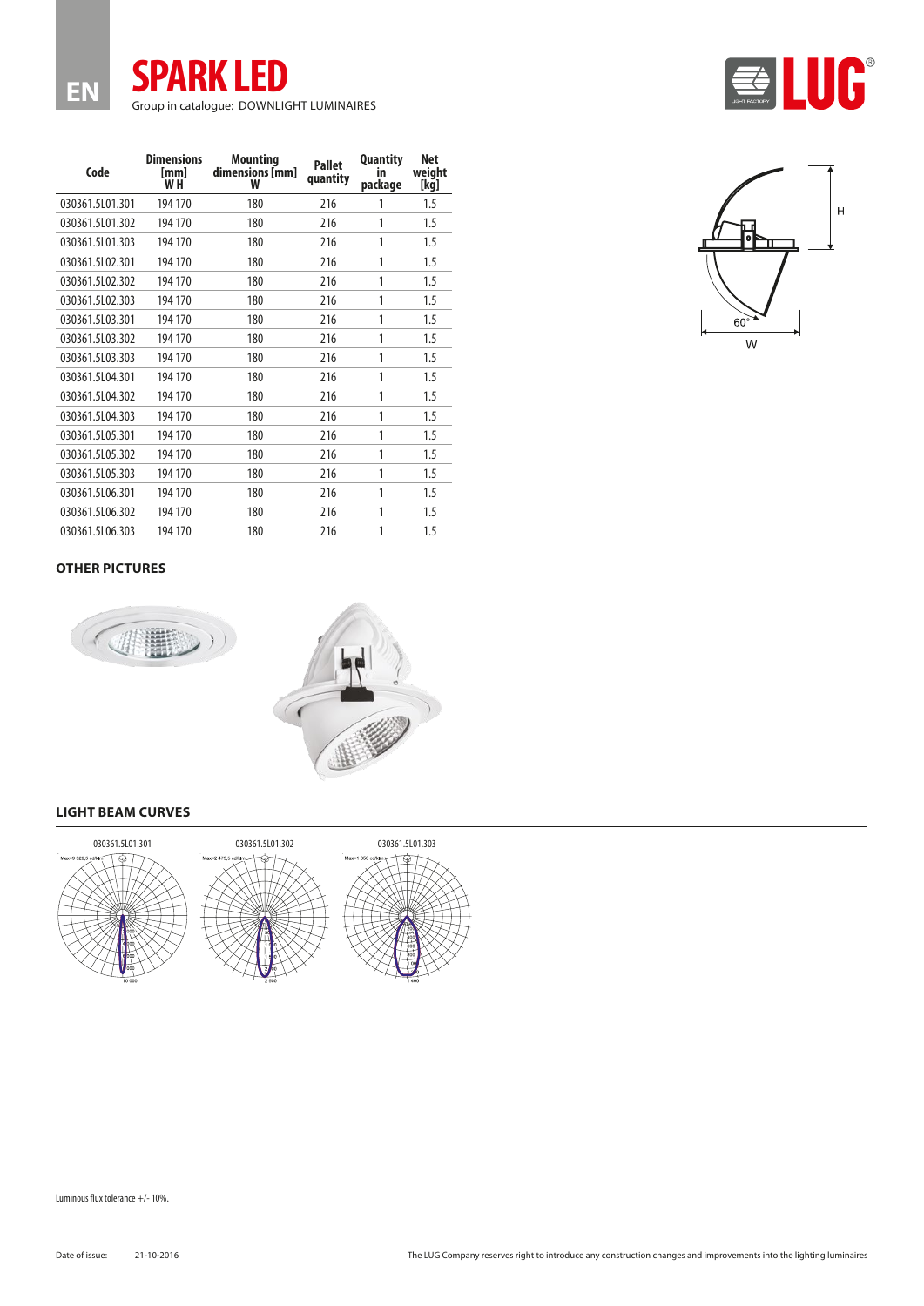# SPARK LED

Group in catalogue: DOWNLIGHT LUMINAIRES

| Code | Dimensions [mm] W H | Mounting dimensions [mm] W | Pallet quantity | Quantity in package | Net weight [kg] |
|---|---|---|---|---|---|
| 030361.5L01.301 | 194 170 | 180 | 216 | 1 | 1.5 |
| 030361.5L01.302 | 194 170 | 180 | 216 | 1 | 1.5 |
| 030361.5L01.303 | 194 170 | 180 | 216 | 1 | 1.5 |
| 030361.5L02.301 | 194 170 | 180 | 216 | 1 | 1.5 |
| 030361.5L02.302 | 194 170 | 180 | 216 | 1 | 1.5 |
| 030361.5L02.303 | 194 170 | 180 | 216 | 1 | 1.5 |
| 030361.5L03.301 | 194 170 | 180 | 216 | 1 | 1.5 |
| 030361.5L03.302 | 194 170 | 180 | 216 | 1 | 1.5 |
| 030361.5L03.303 | 194 170 | 180 | 216 | 1 | 1.5 |
| 030361.5L04.301 | 194 170 | 180 | 216 | 1 | 1.5 |
| 030361.5L04.302 | 194 170 | 180 | 216 | 1 | 1.5 |
| 030361.5L04.303 | 194 170 | 180 | 216 | 1 | 1.5 |
| 030361.5L05.301 | 194 170 | 180 | 216 | 1 | 1.5 |
| 030361.5L05.302 | 194 170 | 180 | 216 | 1 | 1.5 |
| 030361.5L05.303 | 194 170 | 180 | 216 | 1 | 1.5 |
| 030361.5L06.301 | 194 170 | 180 | 216 | 1 | 1.5 |
| 030361.5L06.302 | 194 170 | 180 | 216 | 1 | 1.5 |
| 030361.5L06.303 | 194 170 | 180 | 216 | 1 | 1.5 |

## OTHER PICTURES

## LIGHT BEAM CURVES

030361.5L01.301

030361.5L01.302

030361.5L01.303

Luminous flux tolerance +/- 10%.

Date of issue: 21-10-2016

The LUG Company reserves right to introduce any construction changes and improvements into the lighting luminaires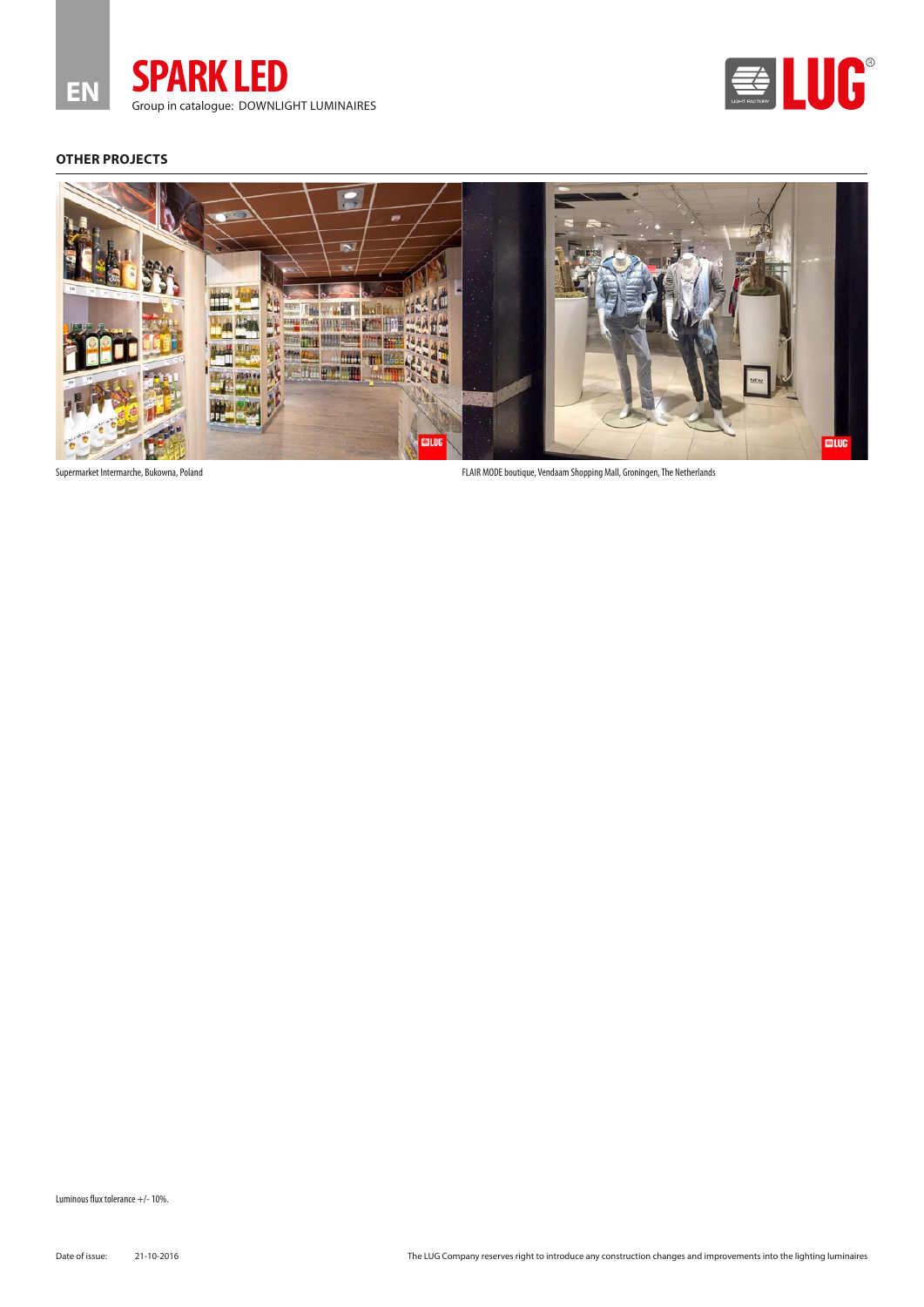# SPARK LED

Group in catalogue: DOWNLIGHT LUMINAIRES

## OTHER PROJECTS

Supermarket Intermarche, Bukowna, Poland

FLAIR MODE boutique, Vendaam Shopping Mall, Groningen, The Netherlands

Luminous flux tolerance +/- 10%.

Date of issue: 21-10-2016

The LUG Company reserves right to introduce any construction changes and improvements into the lighting luminaires